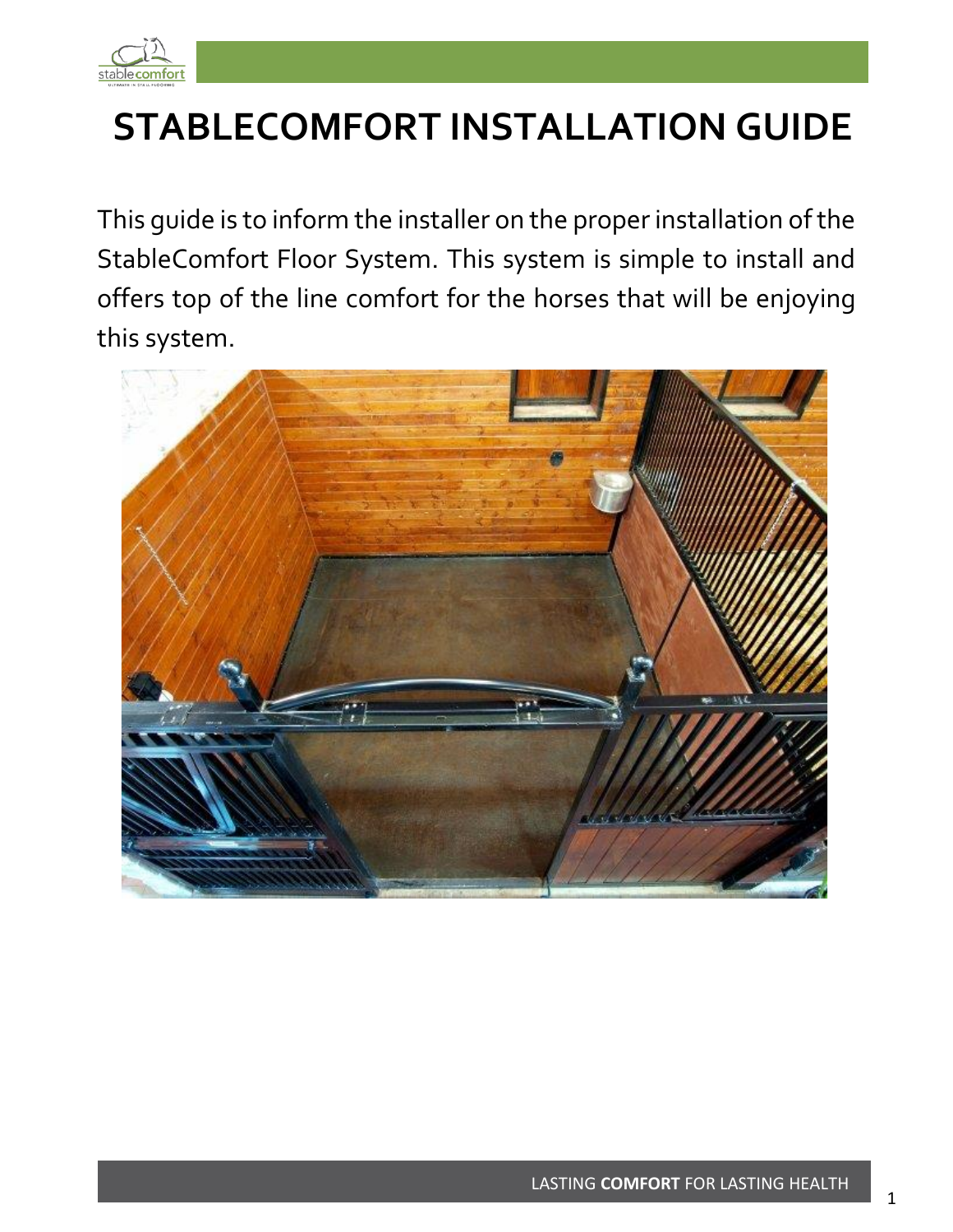# STABLECOMFORT INSTALLATION GUIDE

This guide is to inform the installer on the proper installation of the StableComfort Floor System. This system is simple to install and offers top of the line comfort for the horses that will be enjoying this system.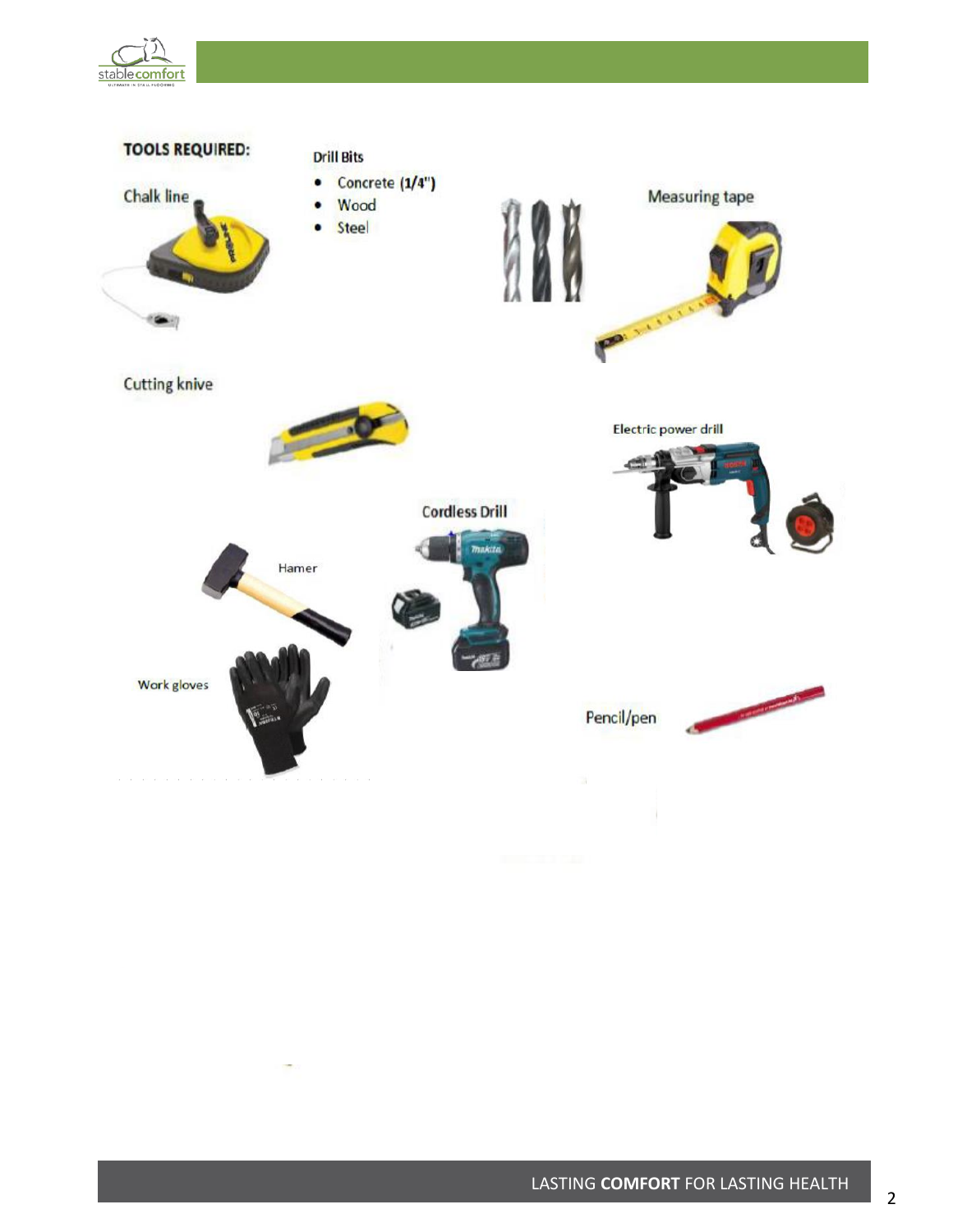**TOOLS REQUIRED:**

Chalk line

Drill Bits

- Concrete (**1/4"**)
- Wood
- Steel

Measuring tape

Cutting knive

Electric power drill

Cordless Drill

Hamer

Work gloves

Pencil/pen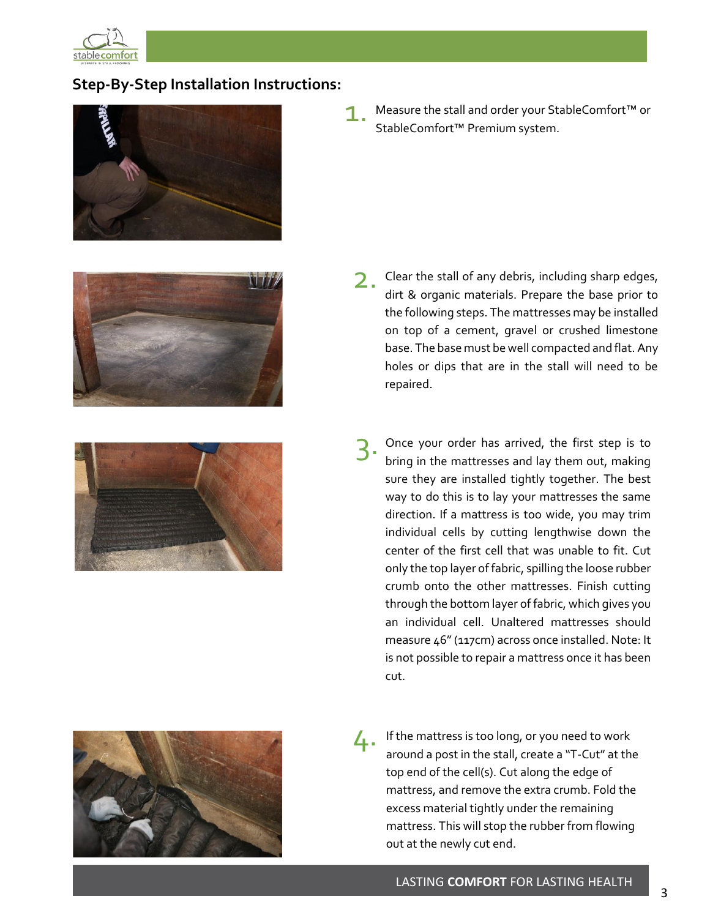## Step-By-Step Installation Instructions:

1. Measure the stall and order your StableComfort™ or StableComfort™ Premium system.

2. Clear the stall of any debris, including sharp edges, dirt & organic materials. Prepare the base prior to the following steps. The mattresses may be installed on top of a cement, gravel or crushed limestone base. The base must be well compacted and flat. Any holes or dips that are in the stall will need to be repaired.

3. Once your order has arrived, the first step is to bring in the mattresses and lay them out, making sure they are installed tightly together. The best way to do this is to lay your mattresses the same direction. If a mattress is too wide, you may trim individual cells by cutting lengthwise down the center of the first cell that was unable to fit. Cut only the top layer of fabric, spilling the loose rubber crumb onto the other mattresses. Finish cutting through the bottom layer of fabric, which gives you an individual cell. Unaltered mattresses should measure 46" (117cm) across once installed. Note: It is not possible to repair a mattress once it has been cut.

4. If the mattress is too long, or you need to work around a post in the stall, create a "T-Cut" at the top end of the cell(s). Cut along the edge of mattress, and remove the extra crumb. Fold the excess material tightly under the remaining mattress. This will stop the rubber from flowing out at the newly cut end.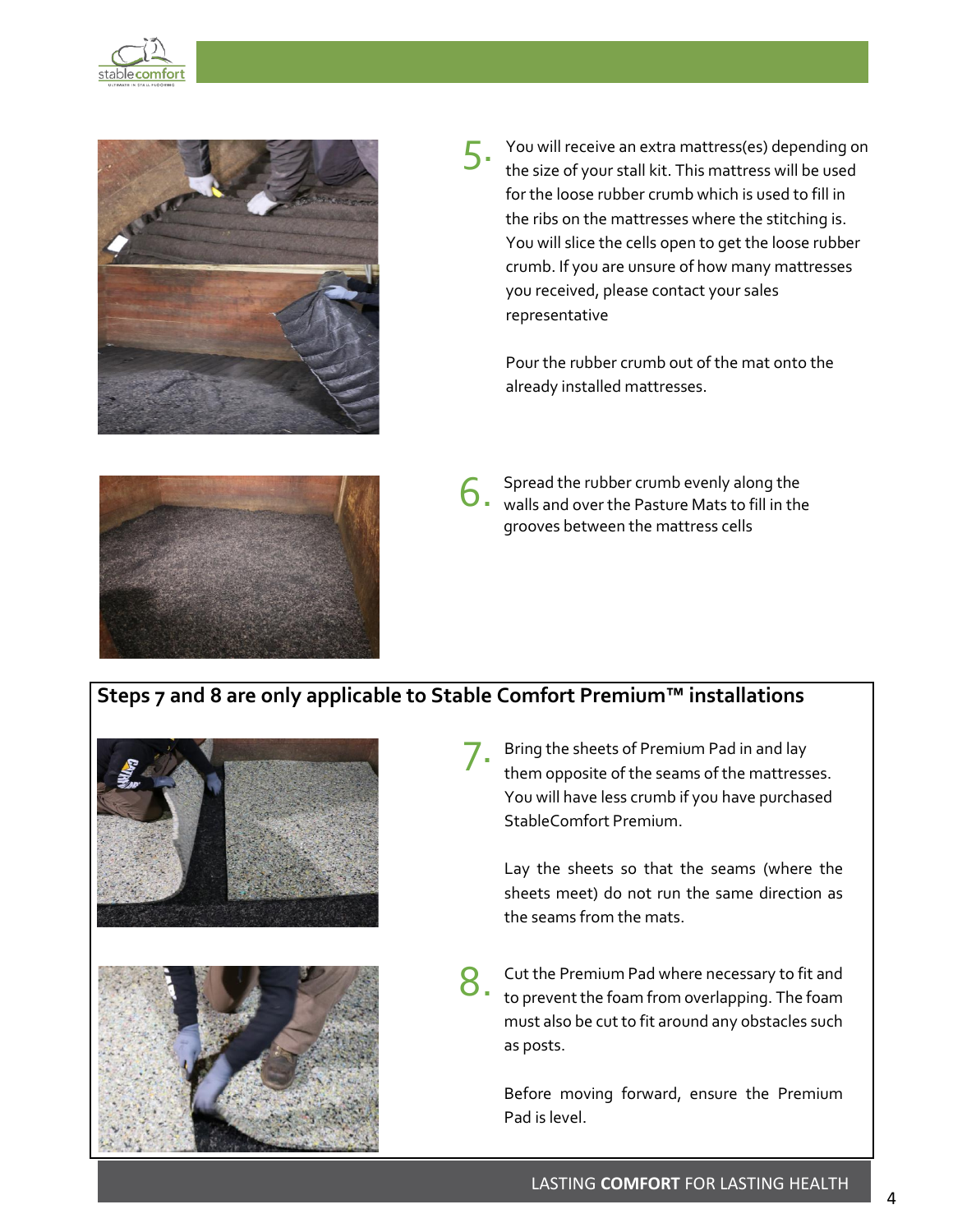5. You will receive an extra mattress(es) depending on the size of your stall kit. This mattress will be used for the loose rubber crumb which is used to fill in the ribs on the mattresses where the stitching is. You will slice the cells open to get the loose rubber crumb. If you are unsure of how many mattresses you received, please contact your sales representative

   Pour the rubber crumb out of the mat onto the already installed mattresses.

6. Spread the rubber crumb evenly along the walls and over the Pasture Mats to fill in the grooves between the mattress cells

**Steps 7 and 8 are only applicable to Stable Comfort Premium™ installations**

7. Bring the sheets of Premium Pad in and lay them opposite of the seams of the mattresses. You will have less crumb if you have purchased StableComfort Premium.

   Lay the sheets so that the seams (where the sheets meet) do not run the same direction as the seams from the mats.

8. Cut the Premium Pad where necessary to fit and to prevent the foam from overlapping. The foam must also be cut to fit around any obstacles such as posts.

   Before moving forward, ensure the Premium Pad is level.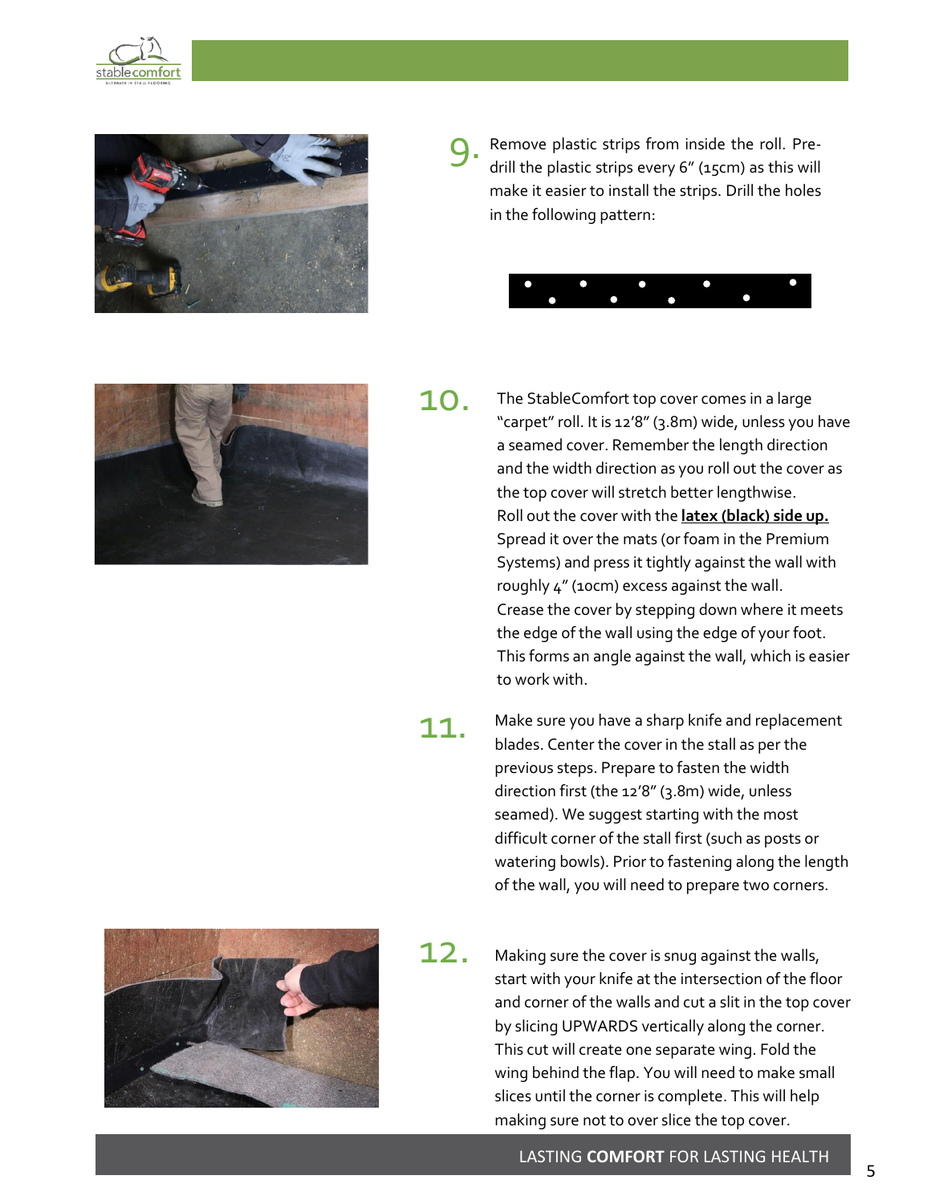9. Remove plastic strips from inside the roll. Pre-drill the plastic strips every 6" (15cm) as this will make it easier to install the strips. Drill the holes in the following pattern:

10. The StableComfort top cover comes in a large "carpet" roll. It is 12'8" (3.8m) wide, unless you have a seamed cover. Remember the length direction and the width direction as you roll out the cover as the top cover will stretch better lengthwise. Roll out the cover with the **latex (black) side up.** Spread it over the mats (or foam in the Premium Systems) and press it tightly against the wall with roughly 4" (10cm) excess against the wall. Crease the cover by stepping down where it meets the edge of the wall using the edge of your foot. This forms an angle against the wall, which is easier to work with.

11. Make sure you have a sharp knife and replacement blades. Center the cover in the stall as per the previous steps. Prepare to fasten the width direction first (the 12'8" (3.8m) wide, unless seamed). We suggest starting with the most difficult corner of the stall first (such as posts or watering bowls). Prior to fastening along the length of the wall, you will need to prepare two corners.

12. Making sure the cover is snug against the walls, start with your knife at the intersection of the floor and corner of the walls and cut a slit in the top cover by slicing UPWARDS vertically along the corner. This cut will create one separate wing. Fold the wing behind the flap. You will need to make small slices until the corner is complete. This will help making sure not to over slice the top cover.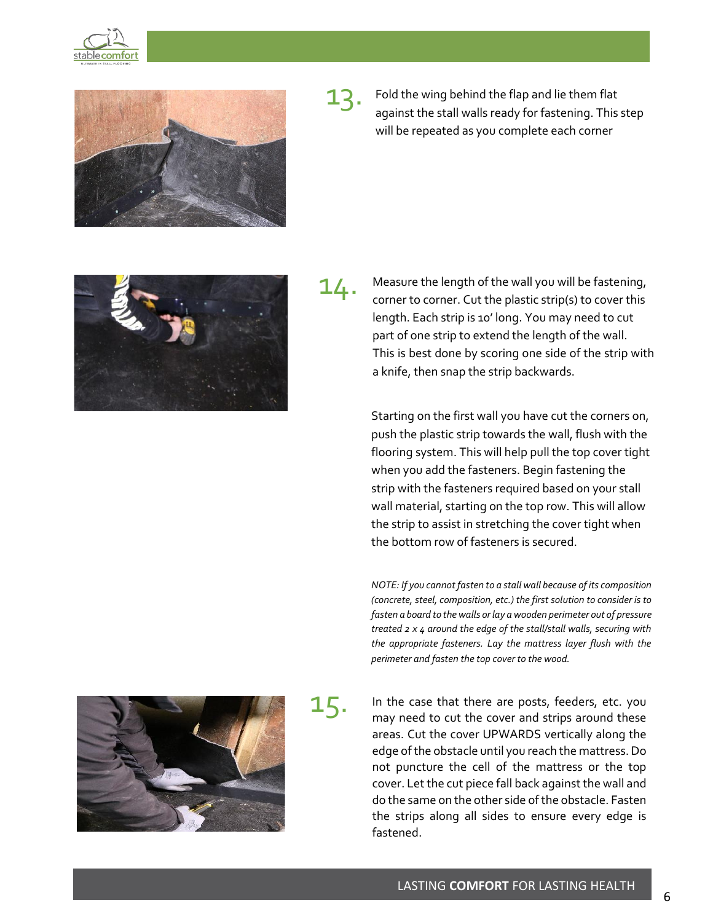13. Fold the wing behind the flap and lie them flat against the stall walls ready for fastening. This step will be repeated as you complete each corner

14. Measure the length of the wall you will be fastening, corner to corner. Cut the plastic strip(s) to cover this length. Each strip is 10' long. You may need to cut part of one strip to extend the length of the wall. This is best done by scoring one side of the strip with a knife, then snap the strip backwards.

Starting on the first wall you have cut the corners on, push the plastic strip towards the wall, flush with the flooring system. This will help pull the top cover tight when you add the fasteners. Begin fastening the strip with the fasteners required based on your stall wall material, starting on the top row. This will allow the strip to assist in stretching the cover tight when the bottom row of fasteners is secured.

*NOTE: If you cannot fasten to a stall wall because of its composition (concrete, steel, composition, etc.) the first solution to consider is to fasten a board to the walls or lay a wooden perimeter out of pressure treated 2 x 4 around the edge of the stall/stall walls, securing with the appropriate fasteners. Lay the mattress layer flush with the perimeter and fasten the top cover to the wood.*

15. In the case that there are posts, feeders, etc. you may need to cut the cover and strips around these areas. Cut the cover UPWARDS vertically along the edge of the obstacle until you reach the mattress. Do not puncture the cell of the mattress or the top cover. Let the cut piece fall back against the wall and do the same on the other side of the obstacle. Fasten the strips along all sides to ensure every edge is fastened.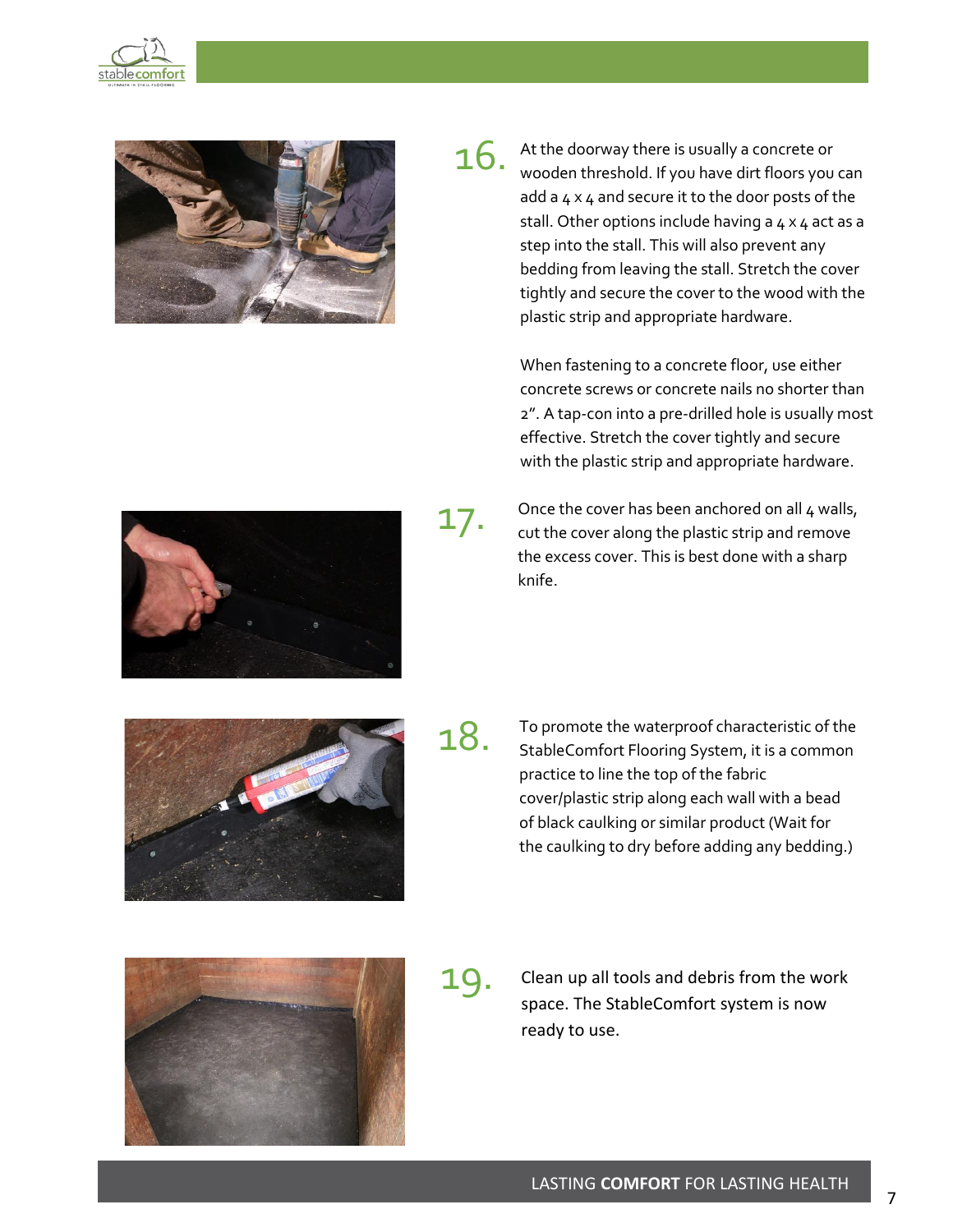16. At the doorway there is usually a concrete or wooden threshold. If you have dirt floors you can add a 4 x 4 and secure it to the door posts of the stall. Other options include having a 4 x 4 act as a step into the stall. This will also prevent any bedding from leaving the stall. Stretch the cover tightly and secure the cover to the wood with the plastic strip and appropriate hardware.

    When fastening to a concrete floor, use either concrete screws or concrete nails no shorter than 2". A tap-con into a pre-drilled hole is usually most effective. Stretch the cover tightly and secure with the plastic strip and appropriate hardware.

17. Once the cover has been anchored on all 4 walls, cut the cover along the plastic strip and remove the excess cover. This is best done with a sharp knife.

18. To promote the waterproof characteristic of the StableComfort Flooring System, it is a common practice to line the top of the fabric cover/plastic strip along each wall with a bead of black caulking or similar product (Wait for the caulking to dry before adding any bedding.)

19. Clean up all tools and debris from the work space. The StableComfort system is now ready to use.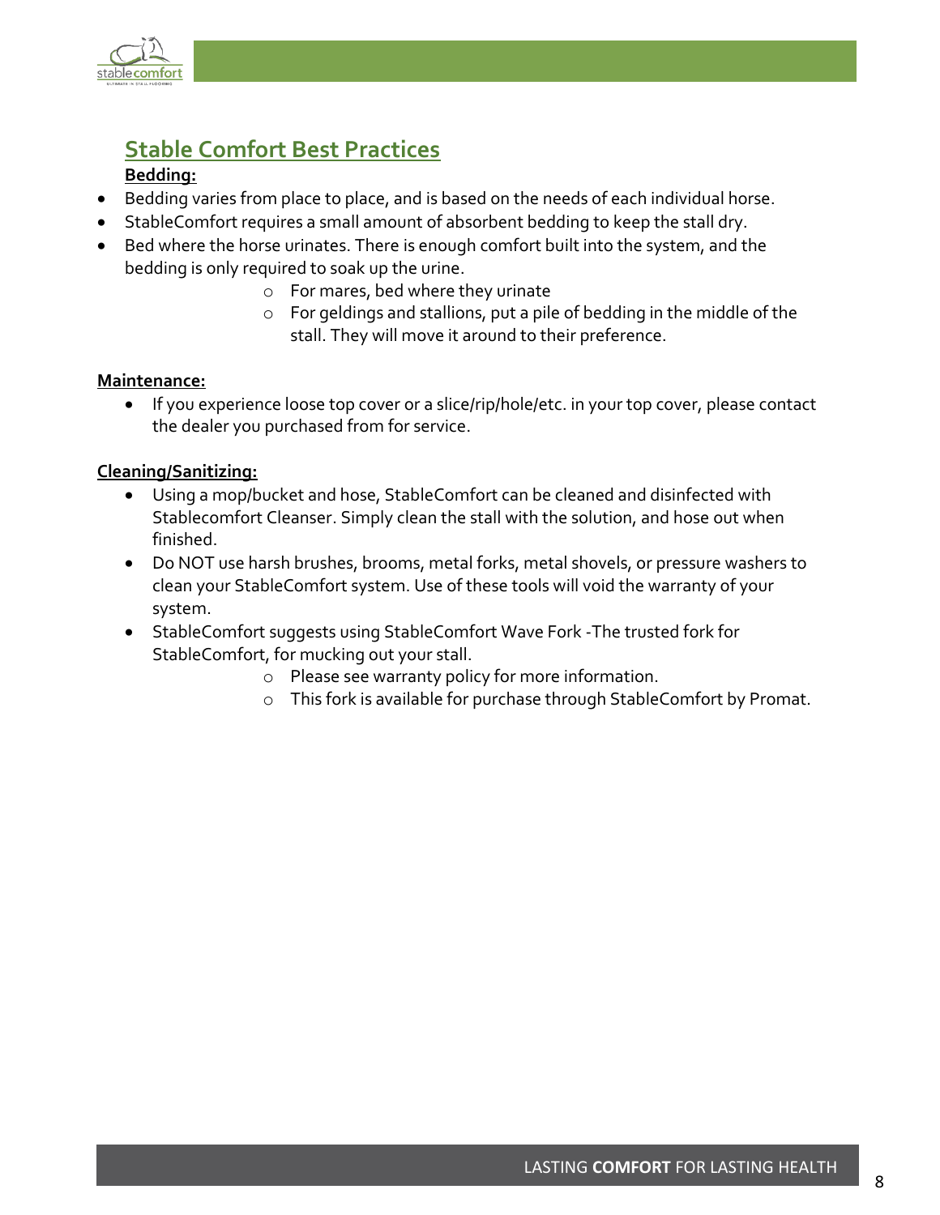# Stable Comfort Best Practices

**Bedding:**

- Bedding varies from place to place, and is based on the needs of each individual horse.
- StableComfort requires a small amount of absorbent bedding to keep the stall dry.
- Bed where the horse urinates. There is enough comfort built into the system, and the bedding is only required to soak up the urine.
    - For mares, bed where they urinate
    - For geldings and stallions, put a pile of bedding in the middle of the stall. They will move it around to their preference.

**Maintenance:**

- If you experience loose top cover or a slice/rip/hole/etc. in your top cover, please contact the dealer you purchased from for service.

**Cleaning/Sanitizing:**

- Using a mop/bucket and hose, StableComfort can be cleaned and disinfected with Stablecomfort Cleanser. Simply clean the stall with the solution, and hose out when finished.
- Do NOT use harsh brushes, brooms, metal forks, metal shovels, or pressure washers to clean your StableComfort system. Use of these tools will void the warranty of your system.
- StableComfort suggests using StableComfort Wave Fork -The trusted fork for StableComfort, for mucking out your stall.
    - Please see warranty policy for more information.
    - This fork is available for purchase through StableComfort by Promat.